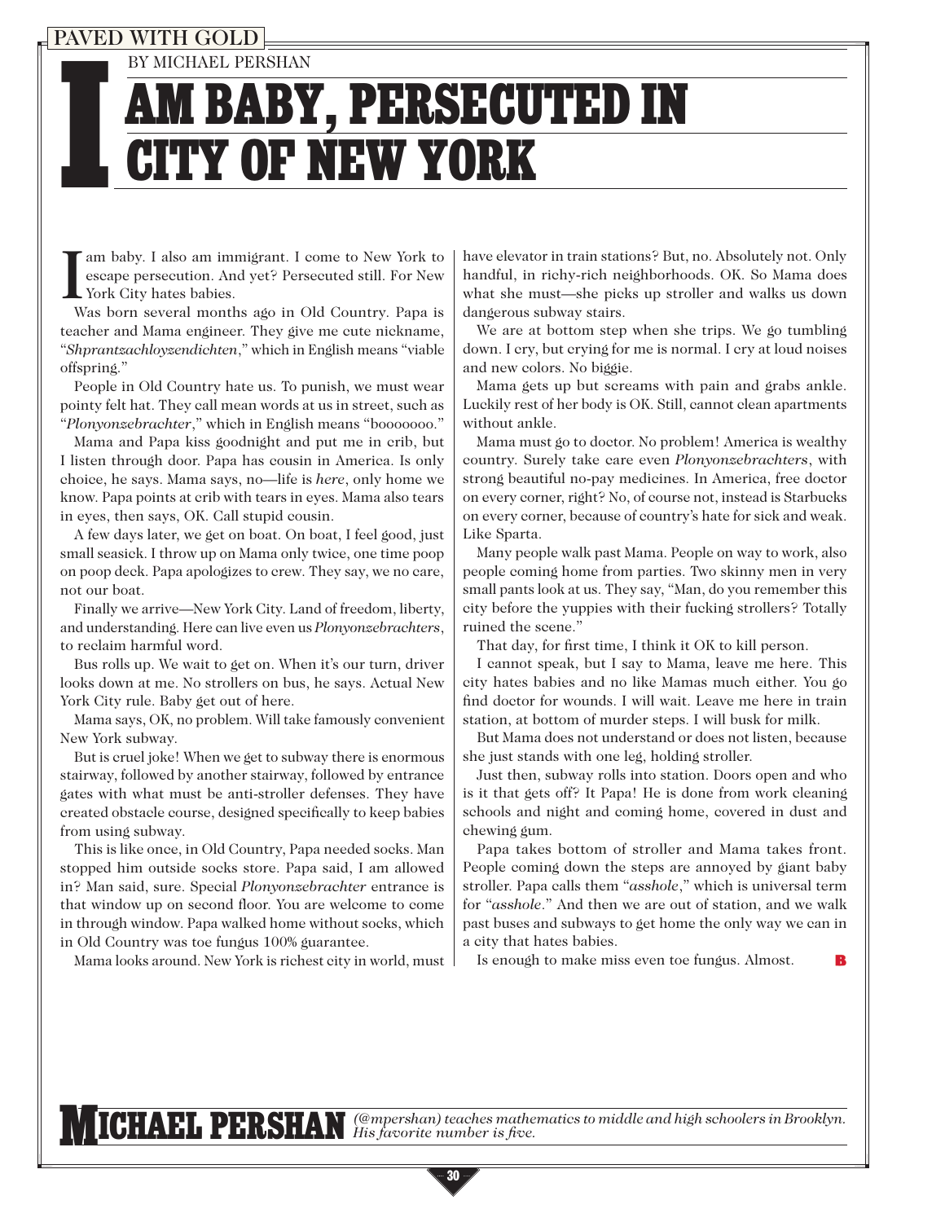PAVED WITH GOLD

BY MICHAEL PERSHAN

# I AM BABY, PERSECUTED IN CITY OF NEW YORK

I am baby. I also am immigrant. I come to New York to escape persecution. And yet? Persecuted still. For New York City hates babies.

Was born several months ago in Old Country. Papa is teacher and Mama engineer. They give me cute nickname, "*Shprantzachloyzendichten*," which in English means "viable offspring."

People in Old Country hate us. To punish, we must wear pointy felt hat. They call mean words at us in street, such as "*Plonyonzebrachter*," which in English means "booooooo."

Mama and Papa kiss goodnight and put me in crib, but I listen through door. Papa has cousin in America. Is only choice, he says. Mama says, no—life is *here*, only home we know. Papa points at crib with tears in eyes. Mama also tears in eyes, then says, OK. Call stupid cousin.

A few days later, we get on boat. On boat, I feel good, just small seasick. I throw up on Mama only twice, one time poop on poop deck. Papa apologizes to crew. They say, we no care, not our boat.

Finally we arrive—New York City. Land of freedom, liberty, and understanding. Here can live even us *Plonyonzebrachters*, to reclaim harmful word.

Bus rolls up. We wait to get on. When it's our turn, driver looks down at me. No strollers on bus, he says. Actual New York City rule. Baby get out of here.

Mama says, OK, no problem. Will take famously convenient New York subway.

But is cruel joke! When we get to subway there is enormous stairway, followed by another stairway, followed by entrance gates with what must be anti-stroller defenses. They have created obstacle course, designed specifically to keep babies from using subway.

This is like once, in Old Country, Papa needed socks. Man stopped him outside socks store. Papa said, I am allowed in? Man said, sure. Special *Plonyonzebrachter* entrance is that window up on second floor. You are welcome to come in through window. Papa walked home without socks, which in Old Country was toe fungus 100% guarantee.

Mama looks around. New York is richest city in world, must have elevator in train stations? But, no. Absolutely not. Only handful, in richy-rich neighborhoods. OK. So Mama does what she must—she picks up stroller and walks us down dangerous subway stairs.

We are at bottom step when she trips. We go tumbling down. I cry, but crying for me is normal. I cry at loud noises and new colors. No biggie.

Mama gets up but screams with pain and grabs ankle. Luckily rest of her body is OK. Still, cannot clean apartments without ankle.

Mama must go to doctor. No problem! America is wealthy country. Surely take care even *Plonyonzebrachters*, with strong beautiful no-pay medicines. In America, free doctor on every corner, right? No, of course not, instead is Starbucks on every corner, because of country's hate for sick and weak. Like Sparta.

Many people walk past Mama. People on way to work, also people coming home from parties. Two skinny men in very small pants look at us. They say, "Man, do you remember this city before the yuppies with their fucking strollers? Totally ruined the scene."

That day, for first time, I think it OK to kill person.

I cannot speak, but I say to Mama, leave me here. This city hates babies and no like Mamas much either. You go find doctor for wounds. I will wait. Leave me here in train station, at bottom of murder steps. I will busk for milk.

But Mama does not understand or does not listen, because she just stands with one leg, holding stroller.

Just then, subway rolls into station. Doors open and who is it that gets off? It Papa! He is done from work cleaning schools and night and coming home, covered in dust and chewing gum.

Papa takes bottom of stroller and Mama takes front. People coming down the steps are annoyed by giant baby stroller. Papa calls them "*asshole*," which is universal term for "*asshole*." And then we are out of station, and we walk past buses and subways to get home the only way we can in a city that hates babies.

Is enough to make miss even toe fungus. Almost. **B**

**MICHAEL PERSHAN** *(@mpershan) teaches mathematics to middle and high schoolers in Brooklyn. His favorite number is five.*